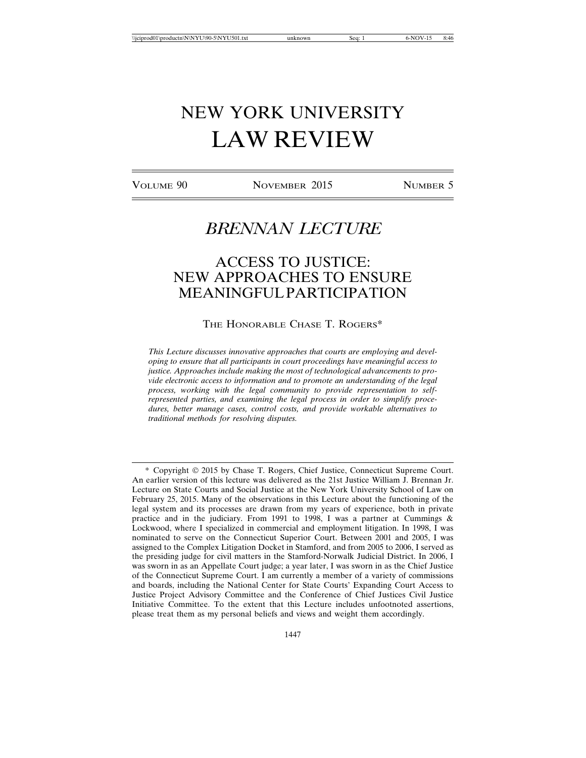# NEW YORK UNIVERSITY LAW REVIEW

VOLUME 90 NOVEMBER 2015 NUMBER 5

## *BRENNAN LECTURE*

## ACCESS TO JUSTICE: NEW APPROACHES TO ENSURE MEANINGFUL PARTICIPATION

THE HONORABLE CHASE T. ROGERS*

*This Lecture discusses innovative approaches that courts are employing and developing to ensure that all participants in court proceedings have meaningful access to justice. Approaches include making the most of technological advancements to provide electronic access to information and to promote an understanding of the legal process, working with the legal community to provide representation to self-represented parties, and examining the legal process in order to simplify procedures, better manage cases, control costs, and provide workable alternatives to traditional methods for resolving disputes.*

---

\* Copyright © 2015 by Chase T. Rogers, Chief Justice, Connecticut Supreme Court. An earlier version of this lecture was delivered as the 21st Justice William J. Brennan Jr. Lecture on State Courts and Social Justice at the New York University School of Law on February 25, 2015. Many of the observations in this Lecture about the functioning of the legal system and its processes are drawn from my years of experience, both in private practice and in the judiciary. From 1991 to 1998, I was a partner at Cummings & Lockwood, where I specialized in commercial and employment litigation. In 1998, I was nominated to serve on the Connecticut Superior Court. Between 2001 and 2005, I was assigned to the Complex Litigation Docket in Stamford, and from 2005 to 2006, I served as the presiding judge for civil matters in the Stamford-Norwalk Judicial District. In 2006, I was sworn in as an Appellate Court judge; a year later, I was sworn in as the Chief Justice of the Connecticut Supreme Court. I am currently a member of a variety of commissions and boards, including the National Center for State Courts' Expanding Court Access to Justice Project Advisory Committee and the Conference of Chief Justices Civil Justice Initiative Committee. To the extent that this Lecture includes unfootnoted assertions, please treat them as my personal beliefs and views and weight them accordingly.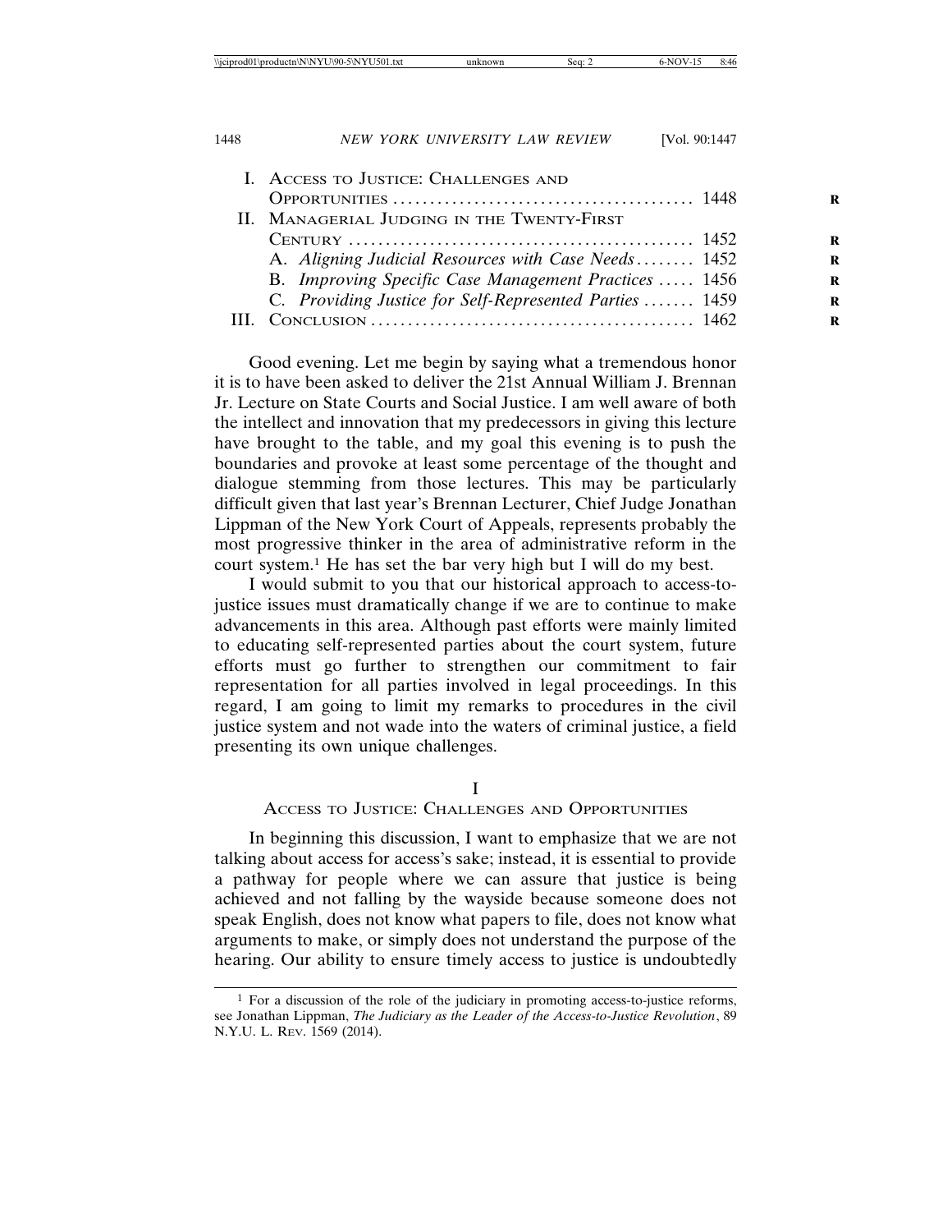I. Access to Justice: Challenges and Opportunities ........................................ 1448
II. Managerial Judging in the Twenty-First Century .............................................. 1452
  A. *Aligning Judicial Resources with Case Needs* ........ 1452
  B. *Improving Specific Case Management Practices* ..... 1456
  C. *Providing Justice for Self-Represented Parties* ....... 1459
III. Conclusion ........................................... 1462

Good evening. Let me begin by saying what a tremendous honor it is to have been asked to deliver the 21st Annual William J. Brennan Jr. Lecture on State Courts and Social Justice. I am well aware of both the intellect and innovation that my predecessors in giving this lecture have brought to the table, and my goal this evening is to push the boundaries and provoke at least some percentage of the thought and dialogue stemming from those lectures. This may be particularly difficult given that last year's Brennan Lecturer, Chief Judge Jonathan Lippman of the New York Court of Appeals, represents probably the most progressive thinker in the area of administrative reform in the court system.[1] He has set the bar very high but I will do my best.

I would submit to you that our historical approach to access-to-justice issues must dramatically change if we are to continue to make advancements in this area. Although past efforts were mainly limited to educating self-represented parties about the court system, future efforts must go further to strengthen our commitment to fair representation for all parties involved in legal proceedings. In this regard, I am going to limit my remarks to procedures in the civil justice system and not wade into the waters of criminal justice, a field presenting its own unique challenges.

## I
## Access to Justice: Challenges and Opportunities

In beginning this discussion, I want to emphasize that we are not talking about access for access's sake; instead, it is essential to provide a pathway for people where we can assure that justice is being achieved and not falling by the wayside because someone does not speak English, does not know what papers to file, does not know what arguments to make, or simply does not understand the purpose of the hearing. Our ability to ensure timely access to justice is undoubtedly

---

[1] For a discussion of the role of the judiciary in promoting access-to-justice reforms, see Jonathan Lippman, *The Judiciary as the Leader of the Access-to-Justice Revolution*, 89 N.Y.U. L. Rev. 1569 (2014).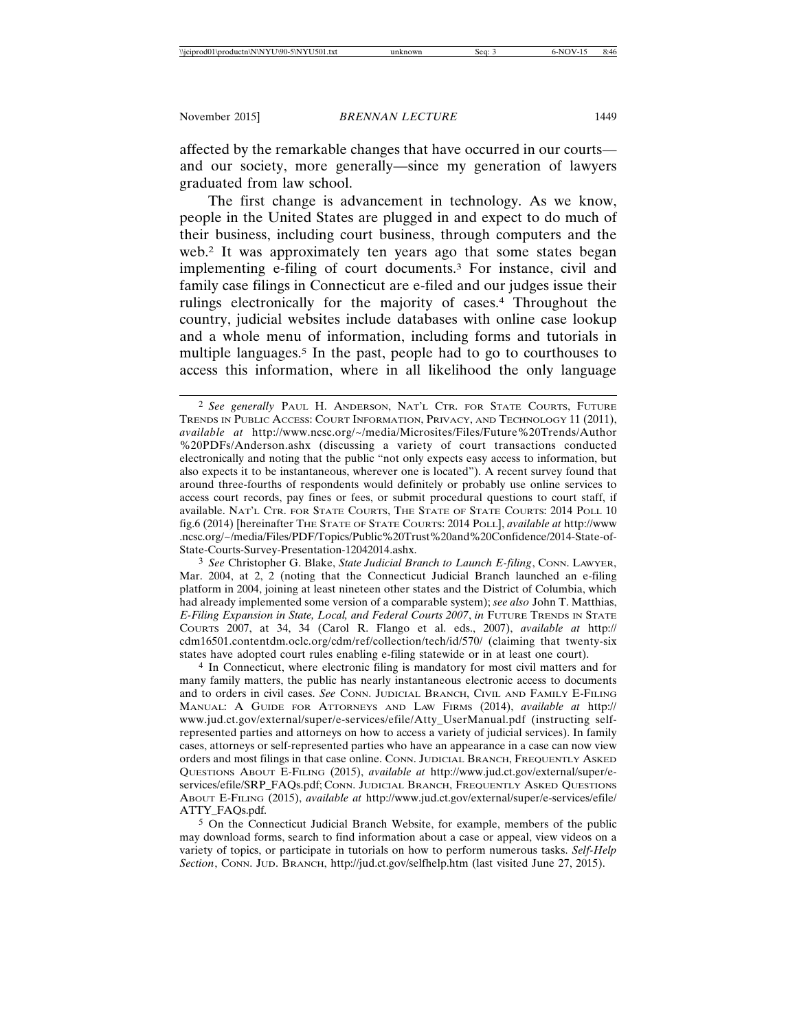affected by the remarkable changes that have occurred in our courts—and our society, more generally—since my generation of lawyers graduated from law school.

The first change is advancement in technology. As we know, people in the United States are plugged in and expect to do much of their business, including court business, through computers and the web.[2] It was approximately ten years ago that some states began implementing e-filing of court documents.[3] For instance, civil and family case filings in Connecticut are e-filed and our judges issue their rulings electronically for the majority of cases.[4] Throughout the country, judicial websites include databases with online case lookup and a whole menu of information, including forms and tutorials in multiple languages.[5] In the past, people had to go to courthouses to access this information, where in all likelihood the only language

---

[2] *See generally* Paul H. Anderson, Nat'l Ctr. for State Courts, Future Trends in Public Access: Court Information, Privacy, and Technology 11 (2011), *available at* http://www.ncsc.org/~/media/Microsites/Files/Future%20Trends/Author%20PDFs/Anderson.ashx (discussing a variety of court transactions conducted electronically and noting that the public "not only expects easy access to information, but also expects it to be instantaneous, wherever one is located"). A recent survey found that around three-fourths of respondents would definitely or probably use online services to access court records, pay fines or fees, or submit procedural questions to court staff, if available. Nat'l Ctr. for State Courts, The State of State Courts: 2014 Poll 10 fig.6 (2014) [hereinafter The State of State Courts: 2014 Poll], *available at* http://www.ncsc.org/~/media/Files/PDF/Topics/Public%20Trust%20and%20Confidence/2014-State-of-State-Courts-Survey-Presentation-12042014.ashx.

[3] *See* Christopher G. Blake, *State Judicial Branch to Launch E-filing*, Conn. Lawyer, Mar. 2004, at 2, 2 (noting that the Connecticut Judicial Branch launched an e-filing platform in 2004, joining at least nineteen other states and the District of Columbia, which had already implemented some version of a comparable system); *see also* John T. Matthias, *E-Filing Expansion in State, Local, and Federal Courts 2007*, *in* Future Trends in State Courts 2007, at 34, 34 (Carol R. Flango et al. eds., 2007), *available at* http://cdm16501.contentdm.oclc.org/cdm/ref/collection/tech/id/570/ (claiming that twenty-six states have adopted court rules enabling e-filing statewide or in at least one court).

[4] In Connecticut, where electronic filing is mandatory for most civil matters and for many family matters, the public has nearly instantaneous electronic access to documents and to orders in civil cases. *See* Conn. Judicial Branch, Civil and Family E-Filing Manual: A Guide for Attorneys and Law Firms (2014), *available at* http://www.jud.ct.gov/external/super/e-services/efile/Atty_UserManual.pdf (instructing self-represented parties and attorneys on how to access a variety of judicial services). In family cases, attorneys or self-represented parties who have an appearance in a case can now view orders and most filings in that case online. Conn. Judicial Branch, Frequently Asked Questions About E-Filing (2015), *available at* http://www.jud.ct.gov/external/super/e-services/efile/SRP_FAQs.pdf; Conn. Judicial Branch, Frequently Asked Questions About E-Filing (2015), *available at* http://www.jud.ct.gov/external/super/e-services/efile/ATTY_FAQs.pdf.

[5] On the Connecticut Judicial Branch Website, for example, members of the public may download forms, search to find information about a case or appeal, view videos on a variety of topics, or participate in tutorials on how to perform numerous tasks. *Self-Help Section*, Conn. Jud. Branch, http://jud.ct.gov/selfhelp.htm (last visited June 27, 2015).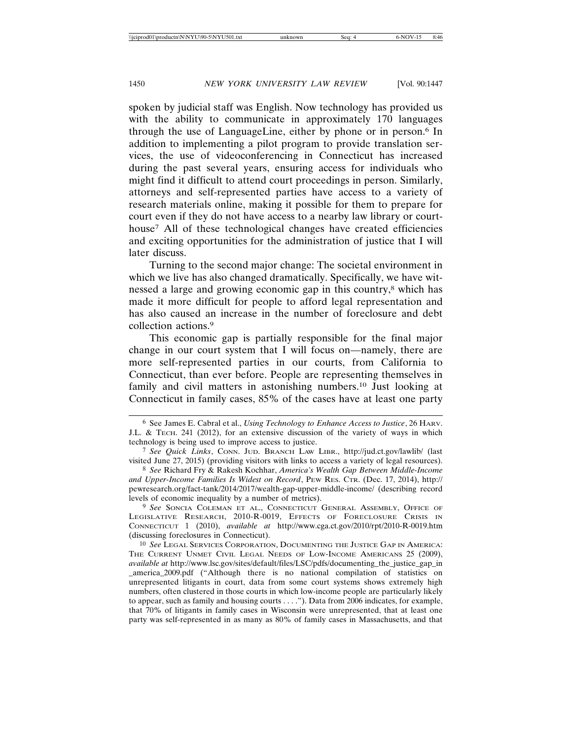spoken by judicial staff was English. Now technology has provided us with the ability to communicate in approximately 170 languages through the use of LanguageLine, either by phone or in person.[6] In addition to implementing a pilot program to provide translation services, the use of videoconferencing in Connecticut has increased during the past several years, ensuring access for individuals who might find it difficult to attend court proceedings in person. Similarly, attorneys and self-represented parties have access to a variety of research materials online, making it possible for them to prepare for court even if they do not have access to a nearby law library or courthouse[7] All of these technological changes have created efficiencies and exciting opportunities for the administration of justice that I will later discuss.

Turning to the second major change: The societal environment in which we live has also changed dramatically. Specifically, we have witnessed a large and growing economic gap in this country,[8] which has made it more difficult for people to afford legal representation and has also caused an increase in the number of foreclosure and debt collection actions.[9]

This economic gap is partially responsible for the final major change in our court system that I will focus on—namely, there are more self-represented parties in our courts, from California to Connecticut, than ever before. People are representing themselves in family and civil matters in astonishing numbers.[10] Just looking at Connecticut in family cases, 85% of the cases have at least one party

---

6 See James E. Cabral et al., *Using Technology to Enhance Access to Justice*, 26 HARV. J.L. & TECH. 241 (2012), for an extensive discussion of the variety of ways in which technology is being used to improve access to justice.

7 *See Quick Links*, CONN. JUD. BRANCH LAW LIBR., http://jud.ct.gov/lawlib/ (last visited June 27, 2015) (providing visitors with links to access a variety of legal resources).

8 *See* Richard Fry & Rakesh Kochhar, *America's Wealth Gap Between Middle-Income and Upper-Income Families Is Widest on Record*, PEW RES. CTR. (Dec. 17, 2014), http://pewresearch.org/fact-tank/2014/2017/wealth-gap-upper-middle-income/ (describing record levels of economic inequality by a number of metrics).

9 *See* SONCIA COLEMAN ET AL., CONNECTICUT GENERAL ASSEMBLY, OFFICE OF LEGISLATIVE RESEARCH, 2010-R-0019, EFFECTS OF FORECLOSURE CRISIS IN CONNECTICUT 1 (2010), *available at* http://www.cga.ct.gov/2010/rpt/2010-R-0019.htm (discussing foreclosures in Connecticut).

10 *See* LEGAL SERVICES CORPORATION, DOCUMENTING THE JUSTICE GAP IN AMERICA: THE CURRENT UNMET CIVIL LEGAL NEEDS OF LOW-INCOME AMERICANS 25 (2009), *available at* http://www.lsc.gov/sites/default/files/LSC/pdfs/documenting_the_justice_gap_in_america_2009.pdf ("Although there is no national compilation of statistics on unrepresented litigants in court, data from some court systems shows extremely high numbers, often clustered in those courts in which low-income people are particularly likely to appear, such as family and housing courts . . . ."). Data from 2006 indicates, for example, that 70% of litigants in family cases in Wisconsin were unrepresented, that at least one party was self-represented in as many as 80% of family cases in Massachusetts, and that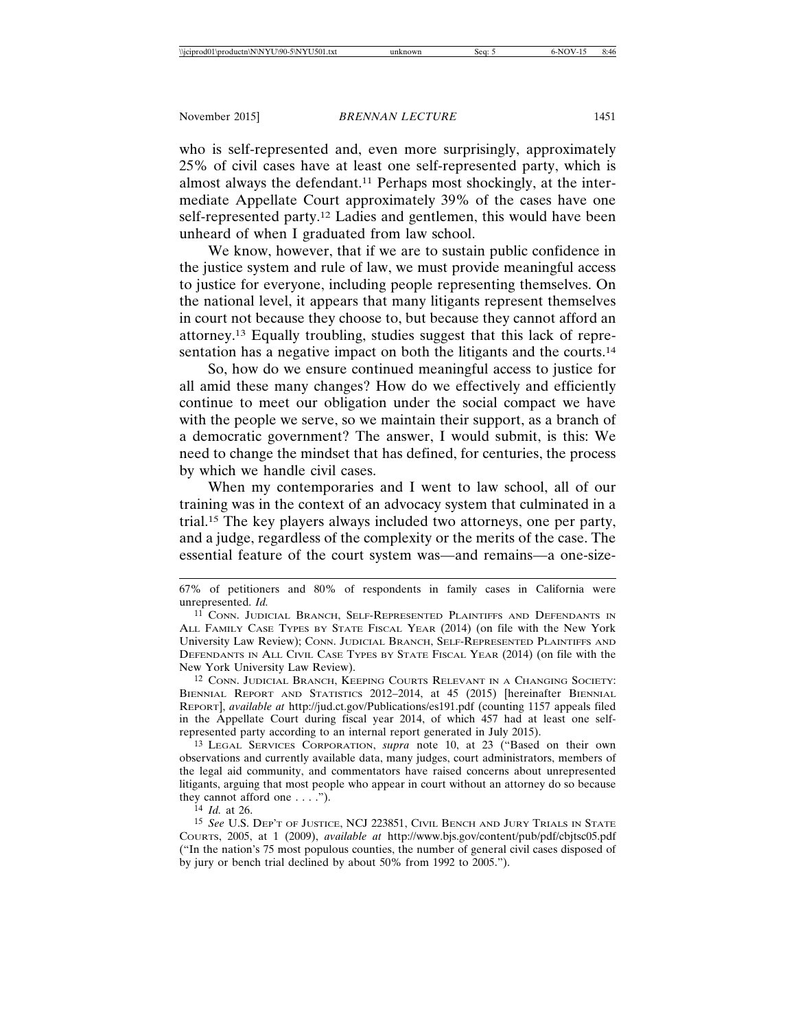who is self-represented and, even more surprisingly, approximately 25% of civil cases have at least one self-represented party, which is almost always the defendant.[11] Perhaps most shockingly, at the intermediate Appellate Court approximately 39% of the cases have one self-represented party.[12] Ladies and gentlemen, this would have been unheard of when I graduated from law school.

We know, however, that if we are to sustain public confidence in the justice system and rule of law, we must provide meaningful access to justice for everyone, including people representing themselves. On the national level, it appears that many litigants represent themselves in court not because they choose to, but because they cannot afford an attorney.[13] Equally troubling, studies suggest that this lack of representation has a negative impact on both the litigants and the courts.[14]

So, how do we ensure continued meaningful access to justice for all amid these many changes? How do we effectively and efficiently continue to meet our obligation under the social compact we have with the people we serve, so we maintain their support, as a branch of a democratic government? The answer, I would submit, is this: We need to change the mindset that has defined, for centuries, the process by which we handle civil cases.

When my contemporaries and I went to law school, all of our training was in the context of an advocacy system that culminated in a trial.[15] The key players always included two attorneys, one per party, and a judge, regardless of the complexity or the merits of the case. The essential feature of the court system was—and remains—a one-size-

---

67% of petitioners and 80% of respondents in family cases in California were unrepresented. *Id.*

[11] CONN. JUDICIAL BRANCH, SELF-REPRESENTED PLAINTIFFS AND DEFENDANTS IN ALL FAMILY CASE TYPES BY STATE FISCAL YEAR (2014) (on file with the New York University Law Review); CONN. JUDICIAL BRANCH, SELF-REPRESENTED PLAINTIFFS AND DEFENDANTS IN ALL CIVIL CASE TYPES BY STATE FISCAL YEAR (2014) (on file with the New York University Law Review).

[12] CONN. JUDICIAL BRANCH, KEEPING COURTS RELEVANT IN A CHANGING SOCIETY: BIENNIAL REPORT AND STATISTICS 2012–2014, at 45 (2015) [hereinafter BIENNIAL REPORT], *available at* http://jud.ct.gov/Publications/es191.pdf (counting 1157 appeals filed in the Appellate Court during fiscal year 2014, of which 457 had at least one self-represented party according to an internal report generated in July 2015).

[13] LEGAL SERVICES CORPORATION, *supra* note 10, at 23 ("Based on their own observations and currently available data, many judges, court administrators, members of the legal aid community, and commentators have raised concerns about unrepresented litigants, arguing that most people who appear in court without an attorney do so because they cannot afford one . . . .").

[14] *Id.* at 26.

[15] *See* U.S. DEP'T OF JUSTICE, NCJ 223851, CIVIL BENCH AND JURY TRIALS IN STATE COURTS, 2005, at 1 (2009), *available at* http://www.bjs.gov/content/pub/pdf/cbjtsc05.pdf ("In the nation's 75 most populous counties, the number of general civil cases disposed of by jury or bench trial declined by about 50% from 1992 to 2005.").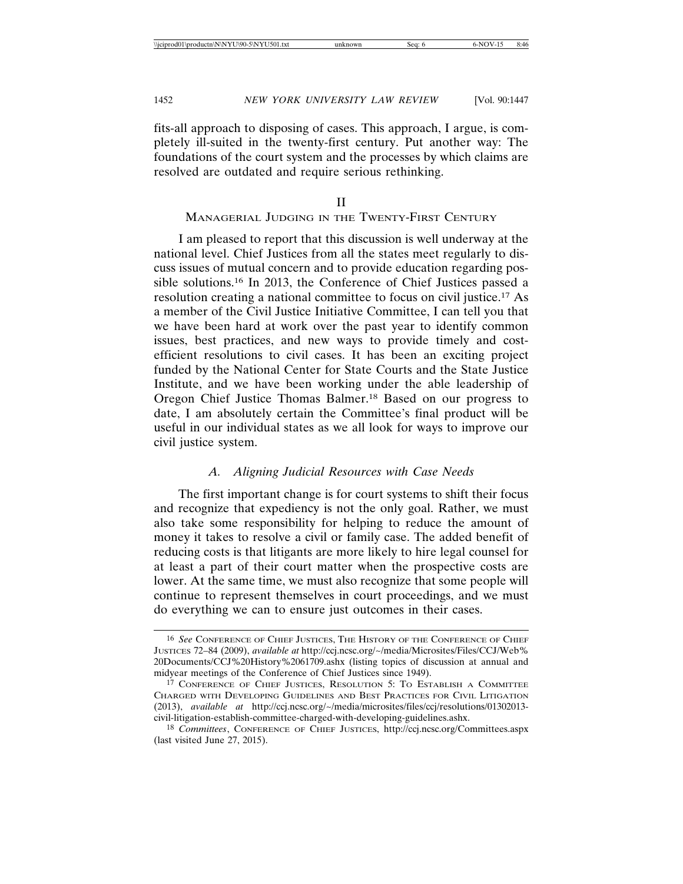fits-all approach to disposing of cases. This approach, I argue, is completely ill-suited in the twenty-first century. Put another way: The foundations of the court system and the processes by which claims are resolved are outdated and require serious rethinking.

## II
## MANAGERIAL JUDGING IN THE TWENTY-FIRST CENTURY

I am pleased to report that this discussion is well underway at the national level. Chief Justices from all the states meet regularly to discuss issues of mutual concern and to provide education regarding possible solutions.[16] In 2013, the Conference of Chief Justices passed a resolution creating a national committee to focus on civil justice.[17] As a member of the Civil Justice Initiative Committee, I can tell you that we have been hard at work over the past year to identify common issues, best practices, and new ways to provide timely and cost-efficient resolutions to civil cases. It has been an exciting project funded by the National Center for State Courts and the State Justice Institute, and we have been working under the able leadership of Oregon Chief Justice Thomas Balmer.[18] Based on our progress to date, I am absolutely certain the Committee's final product will be useful in our individual states as we all look for ways to improve our civil justice system.

### *A. Aligning Judicial Resources with Case Needs*

The first important change is for court systems to shift their focus and recognize that expediency is not the only goal. Rather, we must also take some responsibility for helping to reduce the amount of money it takes to resolve a civil or family case. The added benefit of reducing costs is that litigants are more likely to hire legal counsel for at least a part of their court matter when the prospective costs are lower. At the same time, we must also recognize that some people will continue to represent themselves in court proceedings, and we must do everything we can to ensure just outcomes in their cases.

---

16 *See* CONFERENCE OF CHIEF JUSTICES, THE HISTORY OF THE CONFERENCE OF CHIEF JUSTICES 72–84 (2009), *available at* http://ccj.ncsc.org/~/media/Microsites/Files/CCJ/Web%20Documents/CCJ%20History%2061709.ashx (listing topics of discussion at annual and midyear meetings of the Conference of Chief Justices since 1949).

17 CONFERENCE OF CHIEF JUSTICES, RESOLUTION 5: TO ESTABLISH A COMMITTEE CHARGED WITH DEVELOPING GUIDELINES AND BEST PRACTICES FOR CIVIL LITIGATION (2013), *available at* http://ccj.ncsc.org/~/media/microsites/files/ccj/resolutions/01302013-civil-litigation-establish-committee-charged-with-developing-guidelines.ashx.

18 *Committees*, CONFERENCE OF CHIEF JUSTICES, http://ccj.ncsc.org/Committees.aspx (last visited June 27, 2015).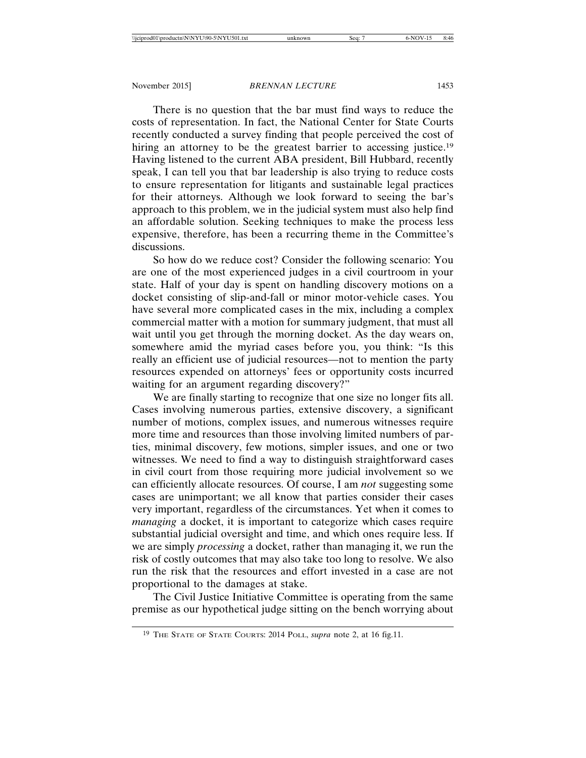There is no question that the bar must find ways to reduce the costs of representation. In fact, the National Center for State Courts recently conducted a survey finding that people perceived the cost of hiring an attorney to be the greatest barrier to accessing justice.[19] Having listened to the current ABA president, Bill Hubbard, recently speak, I can tell you that bar leadership is also trying to reduce costs to ensure representation for litigants and sustainable legal practices for their attorneys. Although we look forward to seeing the bar's approach to this problem, we in the judicial system must also help find an affordable solution. Seeking techniques to make the process less expensive, therefore, has been a recurring theme in the Committee's discussions.

So how do we reduce cost? Consider the following scenario: You are one of the most experienced judges in a civil courtroom in your state. Half of your day is spent on handling discovery motions on a docket consisting of slip-and-fall or minor motor-vehicle cases. You have several more complicated cases in the mix, including a complex commercial matter with a motion for summary judgment, that must all wait until you get through the morning docket. As the day wears on, somewhere amid the myriad cases before you, you think: "Is this really an efficient use of judicial resources—not to mention the party resources expended on attorneys' fees or opportunity costs incurred waiting for an argument regarding discovery?"

We are finally starting to recognize that one size no longer fits all. Cases involving numerous parties, extensive discovery, a significant number of motions, complex issues, and numerous witnesses require more time and resources than those involving limited numbers of parties, minimal discovery, few motions, simpler issues, and one or two witnesses. We need to find a way to distinguish straightforward cases in civil court from those requiring more judicial involvement so we can efficiently allocate resources. Of course, I am *not* suggesting some cases are unimportant; we all know that parties consider their cases very important, regardless of the circumstances. Yet when it comes to *managing* a docket, it is important to categorize which cases require substantial judicial oversight and time, and which ones require less. If we are simply *processing* a docket, rather than managing it, we run the risk of costly outcomes that may also take too long to resolve. We also run the risk that the resources and effort invested in a case are not proportional to the damages at stake.

The Civil Justice Initiative Committee is operating from the same premise as our hypothetical judge sitting on the bench worrying about

---

[19] The State of State Courts: 2014 Poll, *supra* note 2, at 16 fig.11.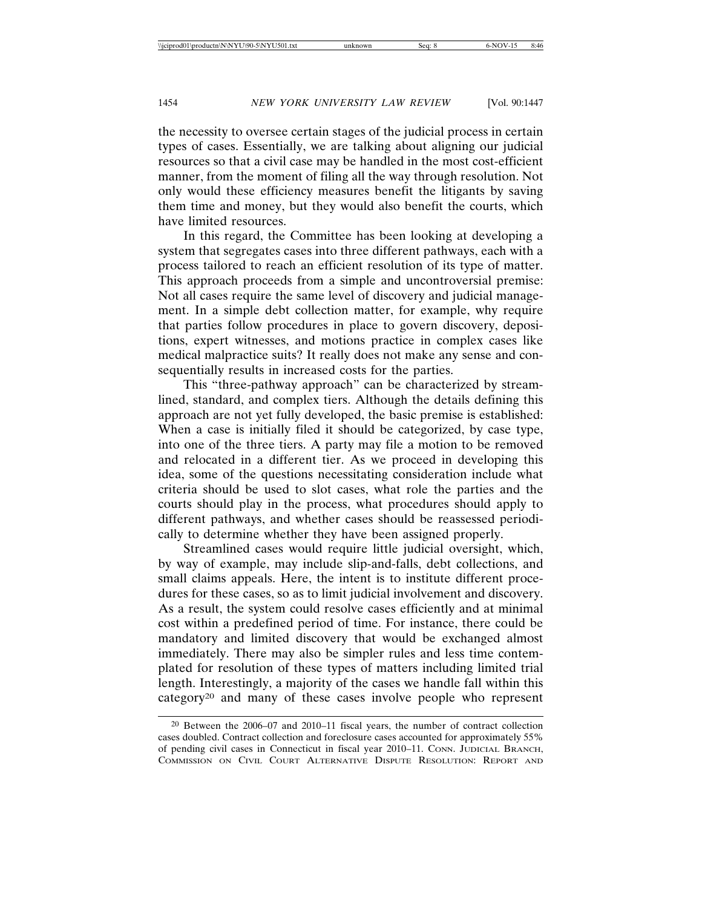the necessity to oversee certain stages of the judicial process in certain types of cases. Essentially, we are talking about aligning our judicial resources so that a civil case may be handled in the most cost-efficient manner, from the moment of filing all the way through resolution. Not only would these efficiency measures benefit the litigants by saving them time and money, but they would also benefit the courts, which have limited resources.

In this regard, the Committee has been looking at developing a system that segregates cases into three different pathways, each with a process tailored to reach an efficient resolution of its type of matter. This approach proceeds from a simple and uncontroversial premise: Not all cases require the same level of discovery and judicial management. In a simple debt collection matter, for example, why require that parties follow procedures in place to govern discovery, depositions, expert witnesses, and motions practice in complex cases like medical malpractice suits? It really does not make any sense and consequentially results in increased costs for the parties.

This "three-pathway approach" can be characterized by streamlined, standard, and complex tiers. Although the details defining this approach are not yet fully developed, the basic premise is established: When a case is initially filed it should be categorized, by case type, into one of the three tiers. A party may file a motion to be removed and relocated in a different tier. As we proceed in developing this idea, some of the questions necessitating consideration include what criteria should be used to slot cases, what role the parties and the courts should play in the process, what procedures should apply to different pathways, and whether cases should be reassessed periodically to determine whether they have been assigned properly.

Streamlined cases would require little judicial oversight, which, by way of example, may include slip-and-falls, debt collections, and small claims appeals. Here, the intent is to institute different procedures for these cases, so as to limit judicial involvement and discovery. As a result, the system could resolve cases efficiently and at minimal cost within a predefined period of time. For instance, there could be mandatory and limited discovery that would be exchanged almost immediately. There may also be simpler rules and less time contemplated for resolution of these types of matters including limited trial length. Interestingly, a majority of the cases we handle fall within this category[20] and many of these cases involve people who represent

[20] Between the 2006–07 and 2010–11 fiscal years, the number of contract collection cases doubled. Contract collection and foreclosure cases accounted for approximately 55% of pending civil cases in Connecticut in fiscal year 2010–11. CONN. JUDICIAL BRANCH, COMMISSION ON CIVIL COURT ALTERNATIVE DISPUTE RESOLUTION: REPORT AND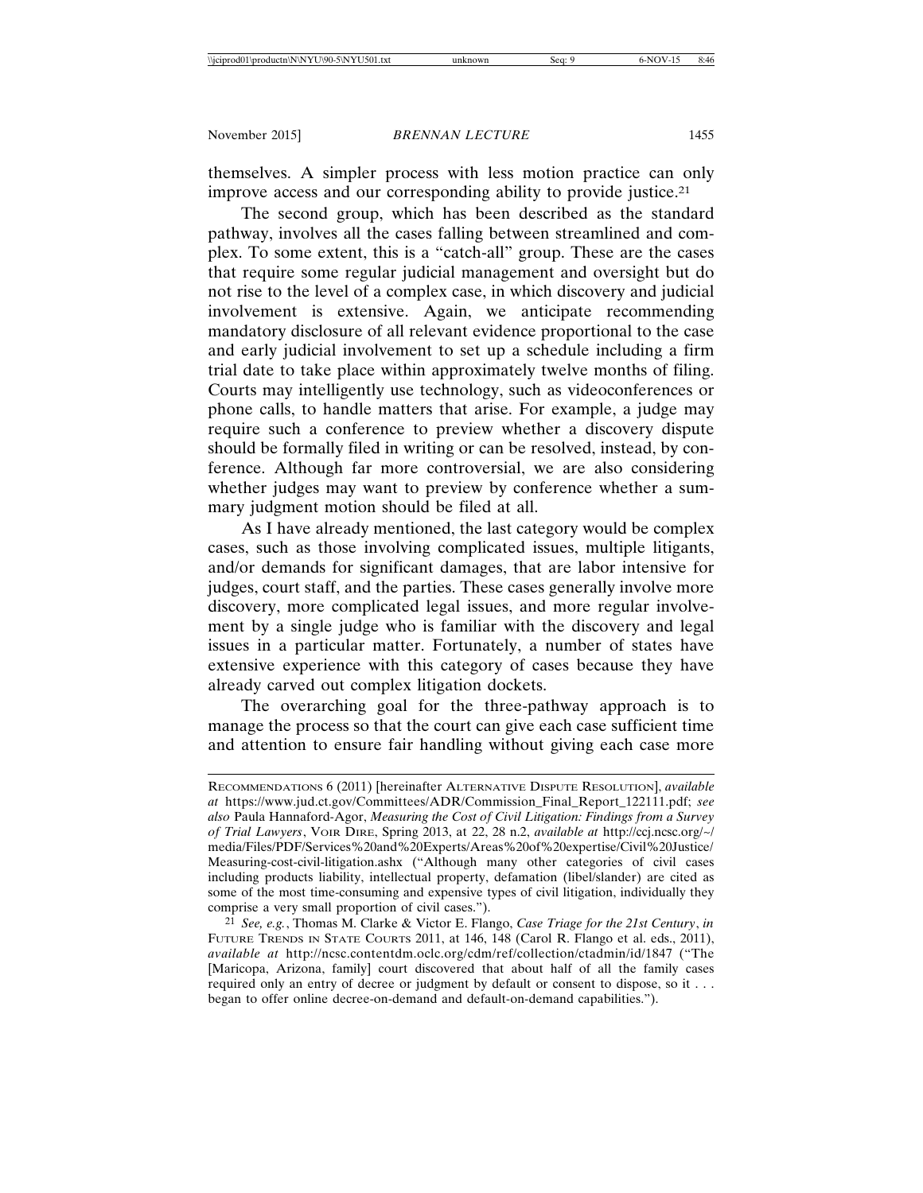themselves. A simpler process with less motion practice can only improve access and our corresponding ability to provide justice.[21]

The second group, which has been described as the standard pathway, involves all the cases falling between streamlined and complex. To some extent, this is a "catch-all" group. These are the cases that require some regular judicial management and oversight but do not rise to the level of a complex case, in which discovery and judicial involvement is extensive. Again, we anticipate recommending mandatory disclosure of all relevant evidence proportional to the case and early judicial involvement to set up a schedule including a firm trial date to take place within approximately twelve months of filing. Courts may intelligently use technology, such as videoconferences or phone calls, to handle matters that arise. For example, a judge may require such a conference to preview whether a discovery dispute should be formally filed in writing or can be resolved, instead, by conference. Although far more controversial, we are also considering whether judges may want to preview by conference whether a summary judgment motion should be filed at all.

As I have already mentioned, the last category would be complex cases, such as those involving complicated issues, multiple litigants, and/or demands for significant damages, that are labor intensive for judges, court staff, and the parties. These cases generally involve more discovery, more complicated legal issues, and more regular involvement by a single judge who is familiar with the discovery and legal issues in a particular matter. Fortunately, a number of states have extensive experience with this category of cases because they have already carved out complex litigation dockets.

The overarching goal for the three-pathway approach is to manage the process so that the court can give each case sufficient time and attention to ensure fair handling without giving each case more

---

RECOMMENDATIONS 6 (2011) [hereinafter ALTERNATIVE DISPUTE RESOLUTION], *available at* https://www.jud.ct.gov/Committees/ADR/Commission_Final_Report_122111.pdf; *see also* Paula Hannaford-Agor, *Measuring the Cost of Civil Litigation: Findings from a Survey of Trial Lawyers*, VOIR DIRE, Spring 2013, at 22, 28 n.2, *available at* http://ccj.ncsc.org/~/media/Files/PDF/Services%20and%20Experts/Areas%20of%20expertise/Civil%20Justice/Measuring-cost-civil-litigation.ashx ("Although many other categories of civil cases including products liability, intellectual property, defamation (libel/slander) are cited as some of the most time-consuming and expensive types of civil litigation, individually they comprise a very small proportion of civil cases.").

[21] *See, e.g.*, Thomas M. Clarke & Victor E. Flango, *Case Triage for the 21st Century*, *in* FUTURE TRENDS IN STATE COURTS 2011, at 146, 148 (Carol R. Flango et al. eds., 2011), *available at* http://ncsc.contentdm.oclc.org/cdm/ref/collection/ctadmin/id/1847 ("The [Maricopa, Arizona, family] court discovered that about half of all the family cases required only an entry of decree or judgment by default or consent to dispose, so it . . . began to offer online decree-on-demand and default-on-demand capabilities.").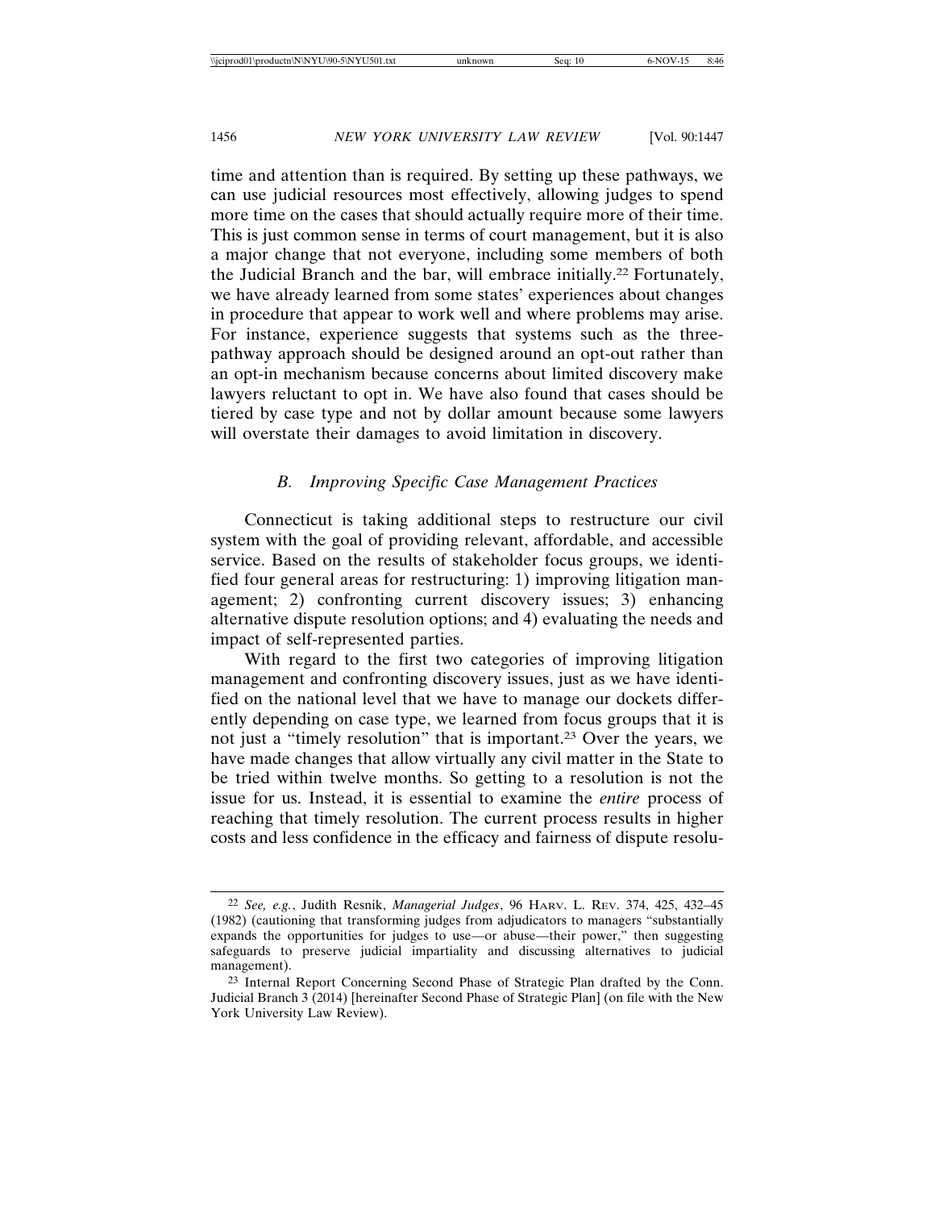time and attention than is required. By setting up these pathways, we can use judicial resources most effectively, allowing judges to spend more time on the cases that should actually require more of their time. This is just common sense in terms of court management, but it is also a major change that not everyone, including some members of both the Judicial Branch and the bar, will embrace initially.[22] Fortunately, we have already learned from some states' experiences about changes in procedure that appear to work well and where problems may arise. For instance, experience suggests that systems such as the three-pathway approach should be designed around an opt-out rather than an opt-in mechanism because concerns about limited discovery make lawyers reluctant to opt in. We have also found that cases should be tiered by case type and not by dollar amount because some lawyers will overstate their damages to avoid limitation in discovery.

### *B. Improving Specific Case Management Practices*

Connecticut is taking additional steps to restructure our civil system with the goal of providing relevant, affordable, and accessible service. Based on the results of stakeholder focus groups, we identified four general areas for restructuring: 1) improving litigation management; 2) confronting current discovery issues; 3) enhancing alternative dispute resolution options; and 4) evaluating the needs and impact of self-represented parties.

With regard to the first two categories of improving litigation management and confronting discovery issues, just as we have identified on the national level that we have to manage our dockets differently depending on case type, we learned from focus groups that it is not just a "timely resolution" that is important.[23] Over the years, we have made changes that allow virtually any civil matter in the State to be tried within twelve months. So getting to a resolution is not the issue for us. Instead, it is essential to examine the *entire* process of reaching that timely resolution. The current process results in higher costs and less confidence in the efficacy and fairness of dispute resolu-

---

[22] *See, e.g.*, Judith Resnik, *Managerial Judges*, 96 HARV. L. REV. 374, 425, 432–45 (1982) (cautioning that transforming judges from adjudicators to managers "substantially expands the opportunities for judges to use—or abuse—their power," then suggesting safeguards to preserve judicial impartiality and discussing alternatives to judicial management).

[23] Internal Report Concerning Second Phase of Strategic Plan drafted by the Conn. Judicial Branch 3 (2014) [hereinafter Second Phase of Strategic Plan] (on file with the New York University Law Review).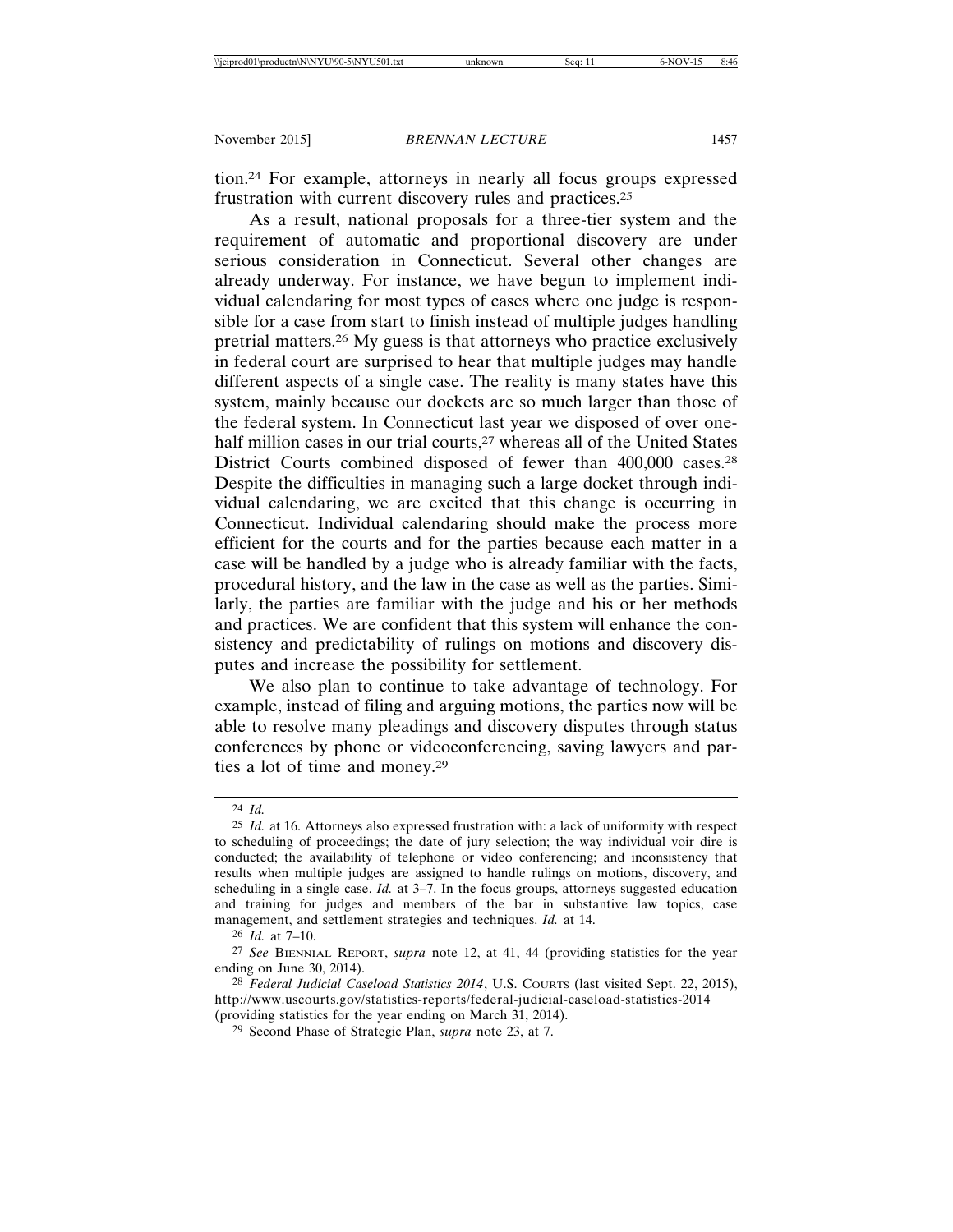tion.[24] For example, attorneys in nearly all focus groups expressed frustration with current discovery rules and practices.[25]

As a result, national proposals for a three-tier system and the requirement of automatic and proportional discovery are under serious consideration in Connecticut. Several other changes are already underway. For instance, we have begun to implement individual calendaring for most types of cases where one judge is responsible for a case from start to finish instead of multiple judges handling pretrial matters.[26] My guess is that attorneys who practice exclusively in federal court are surprised to hear that multiple judges may handle different aspects of a single case. The reality is many states have this system, mainly because our dockets are so much larger than those of the federal system. In Connecticut last year we disposed of over one-half million cases in our trial courts,[27] whereas all of the United States District Courts combined disposed of fewer than 400,000 cases.[28] Despite the difficulties in managing such a large docket through individual calendaring, we are excited that this change is occurring in Connecticut. Individual calendaring should make the process more efficient for the courts and for the parties because each matter in a case will be handled by a judge who is already familiar with the facts, procedural history, and the law in the case as well as the parties. Similarly, the parties are familiar with the judge and his or her methods and practices. We are confident that this system will enhance the consistency and predictability of rulings on motions and discovery disputes and increase the possibility for settlement.

We also plan to continue to take advantage of technology. For example, instead of filing and arguing motions, the parties now will be able to resolve many pleadings and discovery disputes through status conferences by phone or videoconferencing, saving lawyers and parties a lot of time and money.[29]

---

[24] *Id.*

[25] *Id.* at 16. Attorneys also expressed frustration with: a lack of uniformity with respect to scheduling of proceedings; the date of jury selection; the way individual voir dire is conducted; the availability of telephone or video conferencing; and inconsistency that results when multiple judges are assigned to handle rulings on motions, discovery, and scheduling in a single case. *Id.* at 3–7. In the focus groups, attorneys suggested education and training for judges and members of the bar in substantive law topics, case management, and settlement strategies and techniques. *Id.* at 14.

[26] *Id.* at 7–10.

[27] *See* BIENNIAL REPORT, *supra* note 12, at 41, 44 (providing statistics for the year ending on June 30, 2014).

[28] *Federal Judicial Caseload Statistics 2014*, U.S. COURTS (last visited Sept. 22, 2015), http://www.uscourts.gov/statistics-reports/federal-judicial-caseload-statistics-2014 (providing statistics for the year ending on March 31, 2014).

[29] Second Phase of Strategic Plan, *supra* note 23, at 7.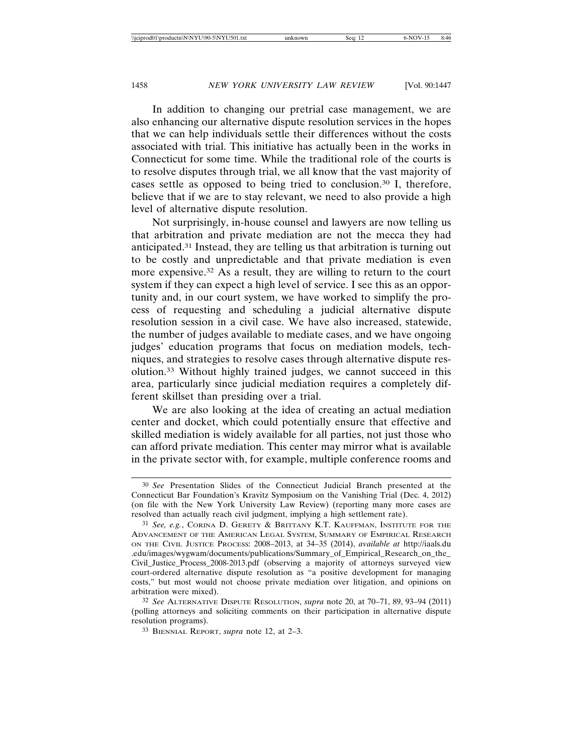In addition to changing our pretrial case management, we are also enhancing our alternative dispute resolution services in the hopes that we can help individuals settle their differences without the costs associated with trial. This initiative has actually been in the works in Connecticut for some time. While the traditional role of the courts is to resolve disputes through trial, we all know that the vast majority of cases settle as opposed to being tried to conclusion.[30] I, therefore, believe that if we are to stay relevant, we need to also provide a high level of alternative dispute resolution.

Not surprisingly, in-house counsel and lawyers are now telling us that arbitration and private mediation are not the mecca they had anticipated.[31] Instead, they are telling us that arbitration is turning out to be costly and unpredictable and that private mediation is even more expensive.[32] As a result, they are willing to return to the court system if they can expect a high level of service. I see this as an opportunity and, in our court system, we have worked to simplify the process of requesting and scheduling a judicial alternative dispute resolution session in a civil case. We have also increased, statewide, the number of judges available to mediate cases, and we have ongoing judges' education programs that focus on mediation models, techniques, and strategies to resolve cases through alternative dispute resolution.[33] Without highly trained judges, we cannot succeed in this area, particularly since judicial mediation requires a completely different skillset than presiding over a trial.

We are also looking at the idea of creating an actual mediation center and docket, which could potentially ensure that effective and skilled mediation is widely available for all parties, not just those who can afford private mediation. This center may mirror what is available in the private sector with, for example, multiple conference rooms and

---

[30] *See* Presentation Slides of the Connecticut Judicial Branch presented at the Connecticut Bar Foundation's Kravitz Symposium on the Vanishing Trial (Dec. 4, 2012) (on file with the New York University Law Review) (reporting many more cases are resolved than actually reach civil judgment, implying a high settlement rate).

[31] *See, e.g.*, CORINA D. GERETY & BRITTANY K.T. KAUFFMAN, INSTITUTE FOR THE ADVANCEMENT OF THE AMERICAN LEGAL SYSTEM, SUMMARY OF EMPIRICAL RESEARCH ON THE CIVIL JUSTICE PROCESS: 2008–2013, at 34–35 (2014), *available at* http://iaals.du.edu/images/wygwam/documents/publications/Summary_of_Empirical_Research_on_the_Civil_Justice_Process_2008-2013.pdf (observing a majority of attorneys surveyed view court-ordered alternative dispute resolution as "a positive development for managing costs," but most would not choose private mediation over litigation, and opinions on arbitration were mixed).

[32] *See* ALTERNATIVE DISPUTE RESOLUTION, *supra* note 20, at 70–71, 89, 93–94 (2011) (polling attorneys and soliciting comments on their participation in alternative dispute resolution programs).

[33] BIENNIAL REPORT, *supra* note 12, at 2–3.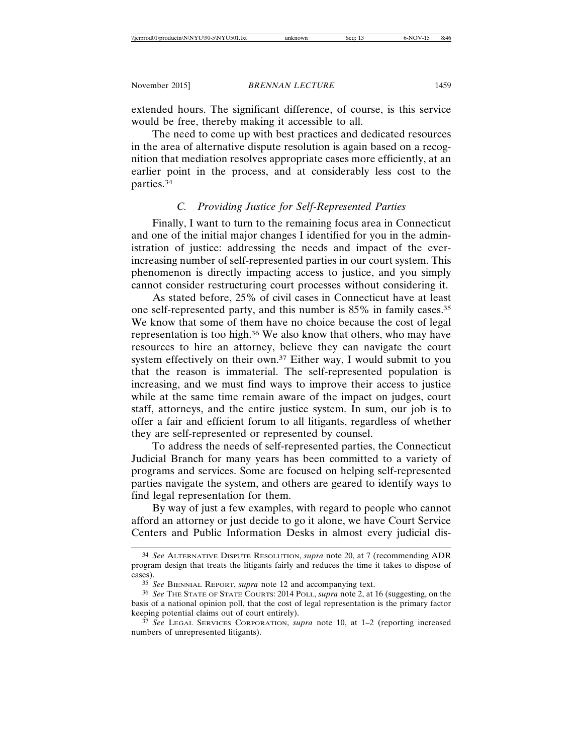extended hours. The significant difference, of course, is this service would be free, thereby making it accessible to all.

The need to come up with best practices and dedicated resources in the area of alternative dispute resolution is again based on a recognition that mediation resolves appropriate cases more efficiently, at an earlier point in the process, and at considerably less cost to the parties.[34]

### *C. Providing Justice for Self-Represented Parties*

Finally, I want to turn to the remaining focus area in Connecticut and one of the initial major changes I identified for you in the administration of justice: addressing the needs and impact of the ever-increasing number of self-represented parties in our court system. This phenomenon is directly impacting access to justice, and you simply cannot consider restructuring court processes without considering it.

As stated before, 25% of civil cases in Connecticut have at least one self-represented party, and this number is 85% in family cases.[35] We know that some of them have no choice because the cost of legal representation is too high.[36] We also know that others, who may have resources to hire an attorney, believe they can navigate the court system effectively on their own.[37] Either way, I would submit to you that the reason is immaterial. The self-represented population is increasing, and we must find ways to improve their access to justice while at the same time remain aware of the impact on judges, court staff, attorneys, and the entire justice system. In sum, our job is to offer a fair and efficient forum to all litigants, regardless of whether they are self-represented or represented by counsel.

To address the needs of self-represented parties, the Connecticut Judicial Branch for many years has been committed to a variety of programs and services. Some are focused on helping self-represented parties navigate the system, and others are geared to identify ways to find legal representation for them.

By way of just a few examples, with regard to people who cannot afford an attorney or just decide to go it alone, we have Court Service Centers and Public Information Desks in almost every judicial dis-

---

[34] *See* Alternative Dispute Resolution, *supra* note 20, at 7 (recommending ADR program design that treats the litigants fairly and reduces the time it takes to dispose of cases).

[35] *See* Biennial Report, *supra* note 12 and accompanying text.

[36] *See* The State of State Courts: 2014 Poll, *supra* note 2, at 16 (suggesting, on the basis of a national opinion poll, that the cost of legal representation is the primary factor keeping potential claims out of court entirely).

[37] *See* Legal Services Corporation, *supra* note 10, at 1–2 (reporting increased numbers of unrepresented litigants).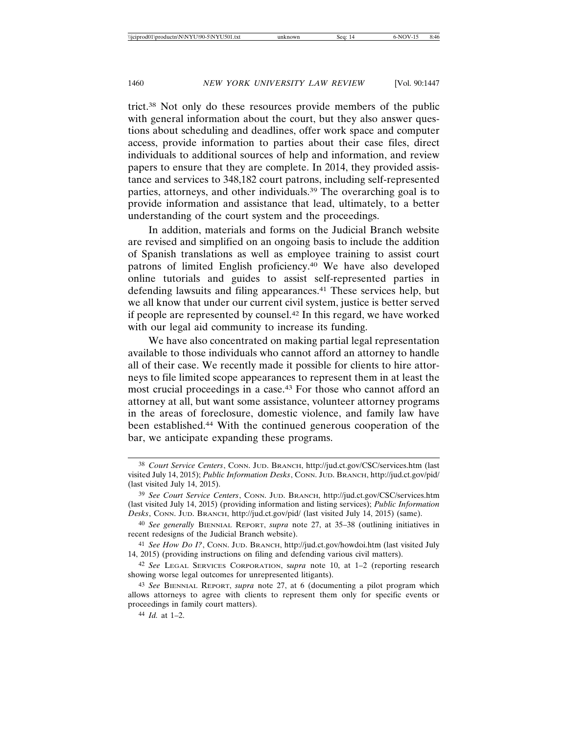trict.[38] Not only do these resources provide members of the public with general information about the court, but they also answer questions about scheduling and deadlines, offer work space and computer access, provide information to parties about their case files, direct individuals to additional sources of help and information, and review papers to ensure that they are complete. In 2014, they provided assistance and services to 348,182 court patrons, including self-represented parties, attorneys, and other individuals.[39] The overarching goal is to provide information and assistance that lead, ultimately, to a better understanding of the court system and the proceedings.

In addition, materials and forms on the Judicial Branch website are revised and simplified on an ongoing basis to include the addition of Spanish translations as well as employee training to assist court patrons of limited English proficiency.[40] We have also developed online tutorials and guides to assist self-represented parties in defending lawsuits and filing appearances.[41] These services help, but we all know that under our current civil system, justice is better served if people are represented by counsel.[42] In this regard, we have worked with our legal aid community to increase its funding.

We have also concentrated on making partial legal representation available to those individuals who cannot afford an attorney to handle all of their case. We recently made it possible for clients to hire attorneys to file limited scope appearances to represent them in at least the most crucial proceedings in a case.[43] For those who cannot afford an attorney at all, but want some assistance, volunteer attorney programs in the areas of foreclosure, domestic violence, and family law have been established.[44] With the continued generous cooperation of the bar, we anticipate expanding these programs.

---

[38] *Court Service Centers*, CONN. JUD. BRANCH, http://jud.ct.gov/CSC/services.htm (last visited July 14, 2015); *Public Information Desks*, CONN. JUD. BRANCH, http://jud.ct.gov/pid/ (last visited July 14, 2015).

[39] *See Court Service Centers*, CONN. JUD. BRANCH, http://jud.ct.gov/CSC/services.htm (last visited July 14, 2015) (providing information and listing services); *Public Information Desks*, CONN. JUD. BRANCH, http://jud.ct.gov/pid/ (last visited July 14, 2015) (same).

[40] *See generally* BIENNIAL REPORT, *supra* note 27, at 35–38 (outlining initiatives in recent redesigns of the Judicial Branch website).

[41] *See How Do I?*, CONN. JUD. BRANCH, http://jud.ct.gov/howdoi.htm (last visited July 14, 2015) (providing instructions on filing and defending various civil matters).

[42] *See* LEGAL SERVICES CORPORATION, s*upra* note 10, at 1–2 (reporting research showing worse legal outcomes for unrepresented litigants).

[43] *See* BIENNIAL REPORT, *supra* note 27, at 6 (documenting a pilot program which allows attorneys to agree with clients to represent them only for specific events or proceedings in family court matters).

[44] *Id.* at 1–2.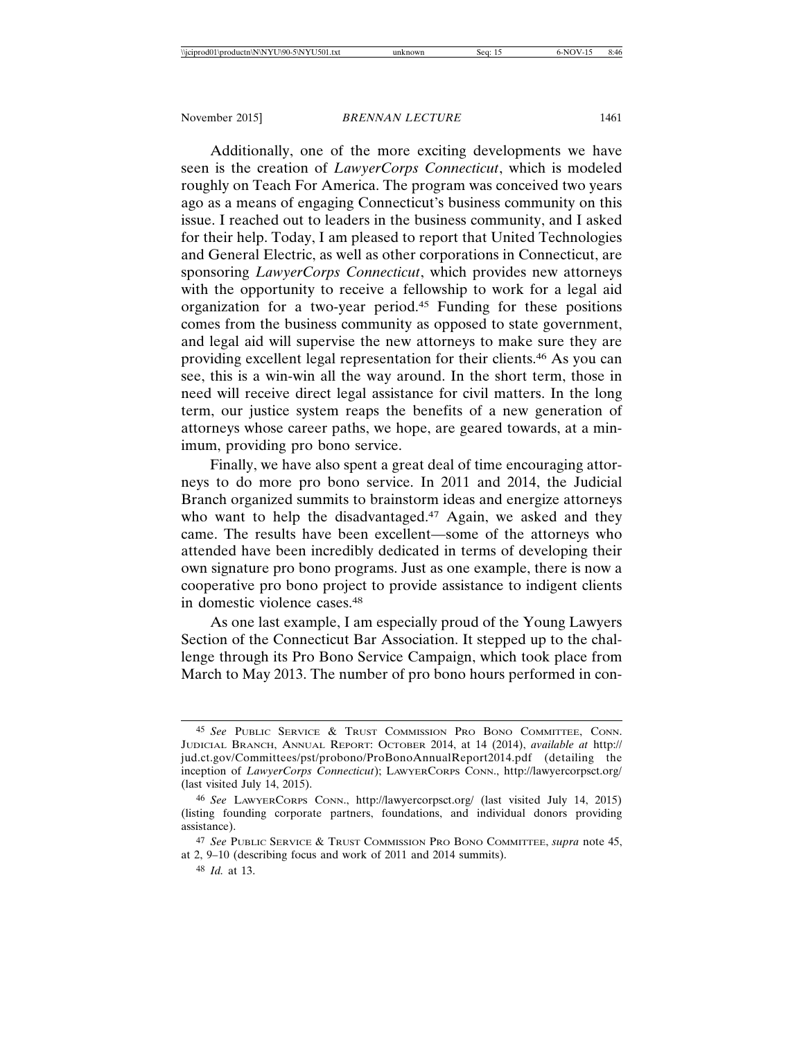Additionally, one of the more exciting developments we have seen is the creation of *LawyerCorps Connecticut*, which is modeled roughly on Teach For America. The program was conceived two years ago as a means of engaging Connecticut's business community on this issue. I reached out to leaders in the business community, and I asked for their help. Today, I am pleased to report that United Technologies and General Electric, as well as other corporations in Connecticut, are sponsoring *LawyerCorps Connecticut*, which provides new attorneys with the opportunity to receive a fellowship to work for a legal aid organization for a two-year period.[45] Funding for these positions comes from the business community as opposed to state government, and legal aid will supervise the new attorneys to make sure they are providing excellent legal representation for their clients.[46] As you can see, this is a win-win all the way around. In the short term, those in need will receive direct legal assistance for civil matters. In the long term, our justice system reaps the benefits of a new generation of attorneys whose career paths, we hope, are geared towards, at a minimum, providing pro bono service.

Finally, we have also spent a great deal of time encouraging attorneys to do more pro bono service. In 2011 and 2014, the Judicial Branch organized summits to brainstorm ideas and energize attorneys who want to help the disadvantaged.[47] Again, we asked and they came. The results have been excellent—some of the attorneys who attended have been incredibly dedicated in terms of developing their own signature pro bono programs. Just as one example, there is now a cooperative pro bono project to provide assistance to indigent clients in domestic violence cases.[48]

As one last example, I am especially proud of the Young Lawyers Section of the Connecticut Bar Association. It stepped up to the challenge through its Pro Bono Service Campaign, which took place from March to May 2013. The number of pro bono hours performed in con-

---

[45] *See* PUBLIC SERVICE & TRUST COMMISSION PRO BONO COMMITTEE, CONN. JUDICIAL BRANCH, ANNUAL REPORT: OCTOBER 2014, at 14 (2014), *available at* http://jud.ct.gov/Committees/pst/probono/ProBonoAnnualReport2014.pdf (detailing the inception of *LawyerCorps Connecticut*); LAWYERCORPS CONN., http://lawyercorpsct.org/ (last visited July 14, 2015).

[46] *See* LAWYERCORPS CONN., http://lawyercorpsct.org/ (last visited July 14, 2015) (listing founding corporate partners, foundations, and individual donors providing assistance).

[47] *See* PUBLIC SERVICE & TRUST COMMISSION PRO BONO COMMITTEE, *supra* note 45, at 2, 9–10 (describing focus and work of 2011 and 2014 summits).

[48] *Id.* at 13.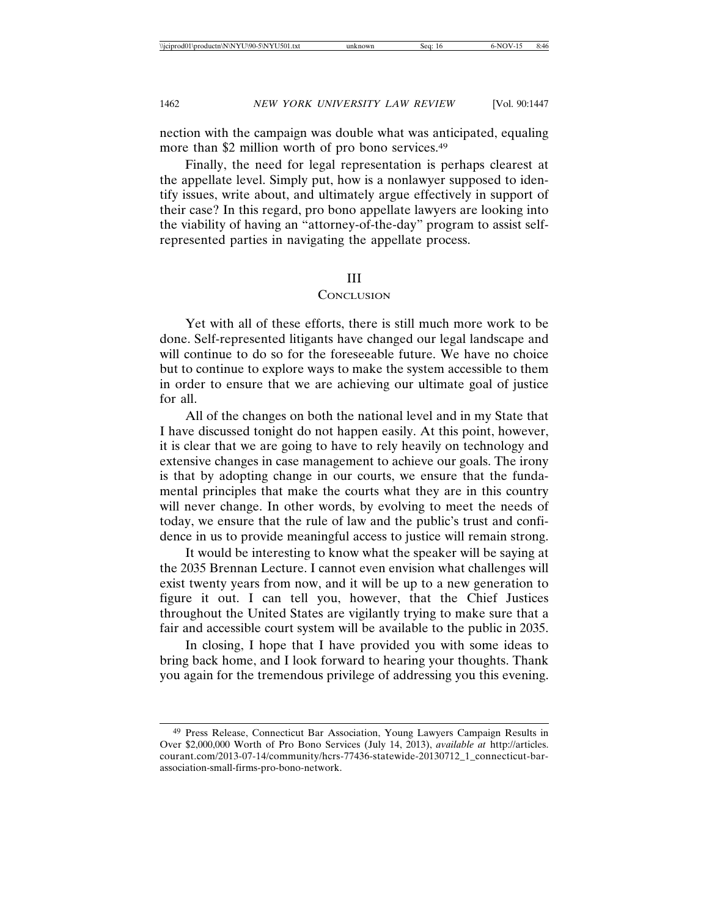nection with the campaign was double what was anticipated, equaling more than $2 million worth of pro bono services.[49]

Finally, the need for legal representation is perhaps clearest at the appellate level. Simply put, how is a nonlawyer supposed to identify issues, write about, and ultimately argue effectively in support of their case? In this regard, pro bono appellate lawyers are looking into the viability of having an "attorney-of-the-day" program to assist self-represented parties in navigating the appellate process.

## III
## Conclusion

Yet with all of these efforts, there is still much more work to be done. Self-represented litigants have changed our legal landscape and will continue to do so for the foreseeable future. We have no choice but to continue to explore ways to make the system accessible to them in order to ensure that we are achieving our ultimate goal of justice for all.

All of the changes on both the national level and in my State that I have discussed tonight do not happen easily. At this point, however, it is clear that we are going to have to rely heavily on technology and extensive changes in case management to achieve our goals. The irony is that by adopting change in our courts, we ensure that the fundamental principles that make the courts what they are in this country will never change. In other words, by evolving to meet the needs of today, we ensure that the rule of law and the public's trust and confidence in us to provide meaningful access to justice will remain strong.

It would be interesting to know what the speaker will be saying at the 2035 Brennan Lecture. I cannot even envision what challenges will exist twenty years from now, and it will be up to a new generation to figure it out. I can tell you, however, that the Chief Justices throughout the United States are vigilantly trying to make sure that a fair and accessible court system will be available to the public in 2035.

In closing, I hope that I have provided you with some ideas to bring back home, and I look forward to hearing your thoughts. Thank you again for the tremendous privilege of addressing you this evening.

---

[49] Press Release, Connecticut Bar Association, Young Lawyers Campaign Results in Over $2,000,000 Worth of Pro Bono Services (July 14, 2013), *available at* http://articles.courant.com/2013-07-14/community/hcrs-77436-statewide-20130712_1_connecticut-bar-association-small-firms-pro-bono-network.